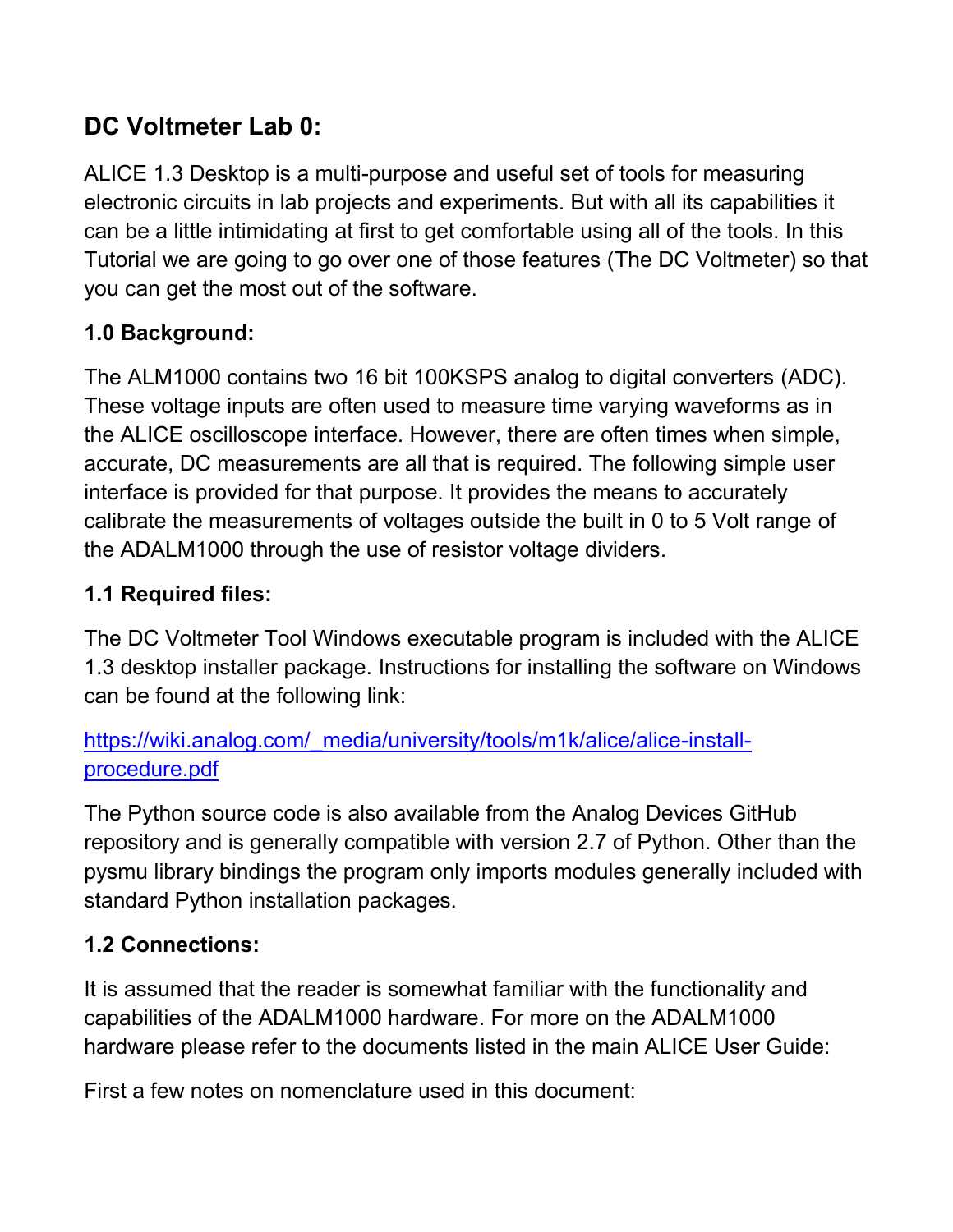## DC Voltmeter Lab 0:

ALICE 1.3 Desktop is a multi-purpose and useful set of tools for measuring electronic circuits in lab projects and experiments. But with all its capabilities it can be a little intimidating at first to get comfortable using all of the tools. In this Tutorial we are going to go over one of those features (The DC Voltmeter) so that you can get the most out of the software.

### 1.0 Background:

The ALM1000 contains two 16 bit 100KSPS analog to digital converters (ADC). These voltage inputs are often used to measure time varying waveforms as in the ALICE oscilloscope interface. However, there are often times when simple, accurate, DC measurements are all that is required. The following simple user interface is provided for that purpose. It provides the means to accurately calibrate the measurements of voltages outside the built in 0 to 5 Volt range of the ADALM1000 through the use of resistor voltage dividers.

### 1.1 Required files:

The DC Voltmeter Tool Windows executable program is included with the ALICE 1.3 desktop installer package. Instructions for installing the software on Windows can be found at the following link:

[https://wiki.analog.com/_media/university/tools/m1k/alice/alice-install-procedure.pdf](https://wiki.analog.com/_media/university/tools/m1k/alice/alice-install-procedure.pdf)

The Python source code is also available from the Analog Devices GitHub repository and is generally compatible with version 2.7 of Python. Other than the pysmu library bindings the program only imports modules generally included with standard Python installation packages.

### 1.2 Connections:

It is assumed that the reader is somewhat familiar with the functionality and capabilities of the ADALM1000 hardware. For more on the ADALM1000 hardware please refer to the documents listed in the main ALICE User Guide:

First a few notes on nomenclature used in this document: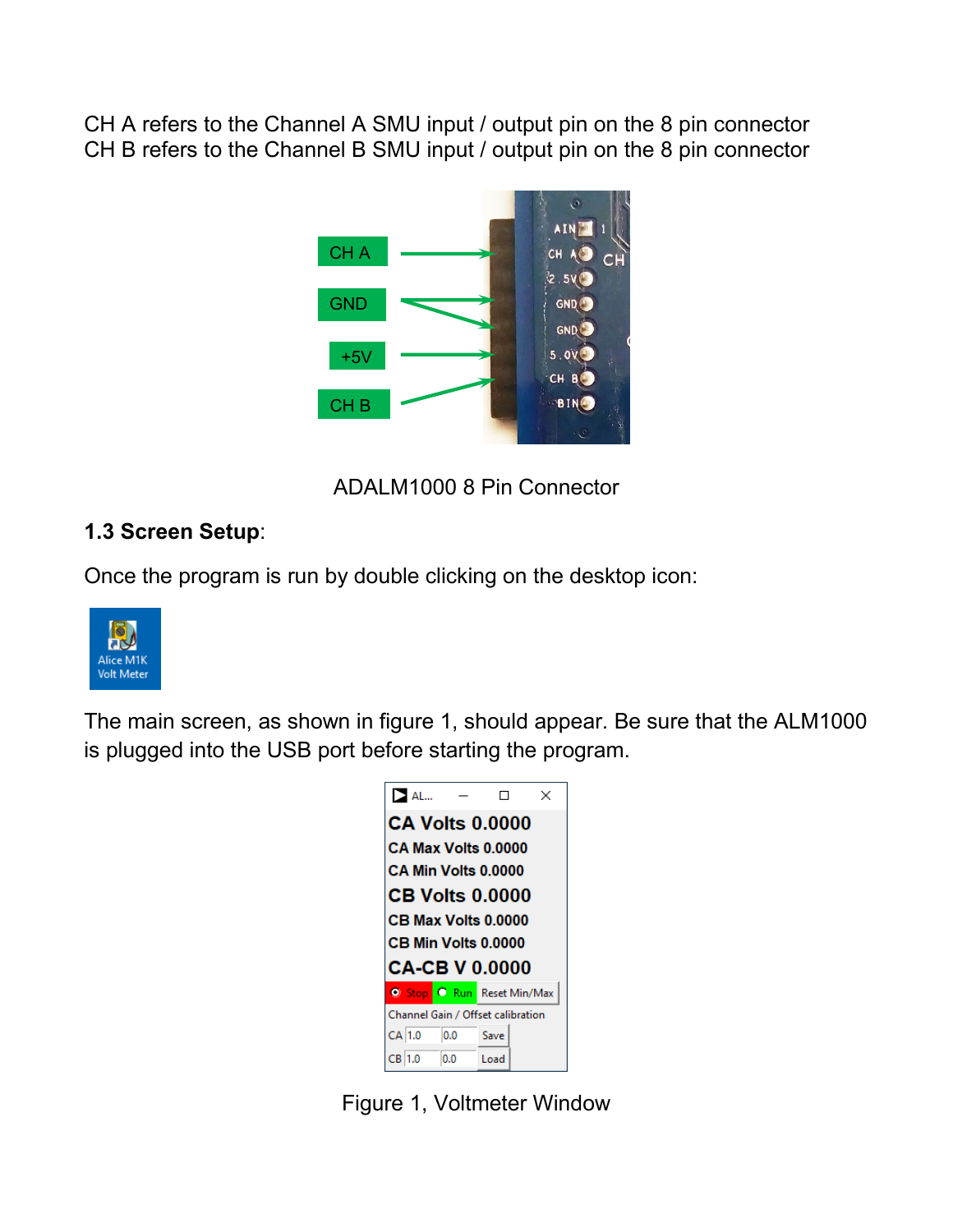CH A refers to the Channel A SMU input / output pin on the 8 pin connector
CH B refers to the Channel B SMU input / output pin on the 8 pin connector

ADALM1000 8 Pin Connector

**1.3 Screen Setup**:

Once the program is run by double clicking on the desktop icon:

The main screen, as shown in figure 1, should appear. Be sure that the ALM1000 is plugged into the USB port before starting the program.

Figure 1, Voltmeter Window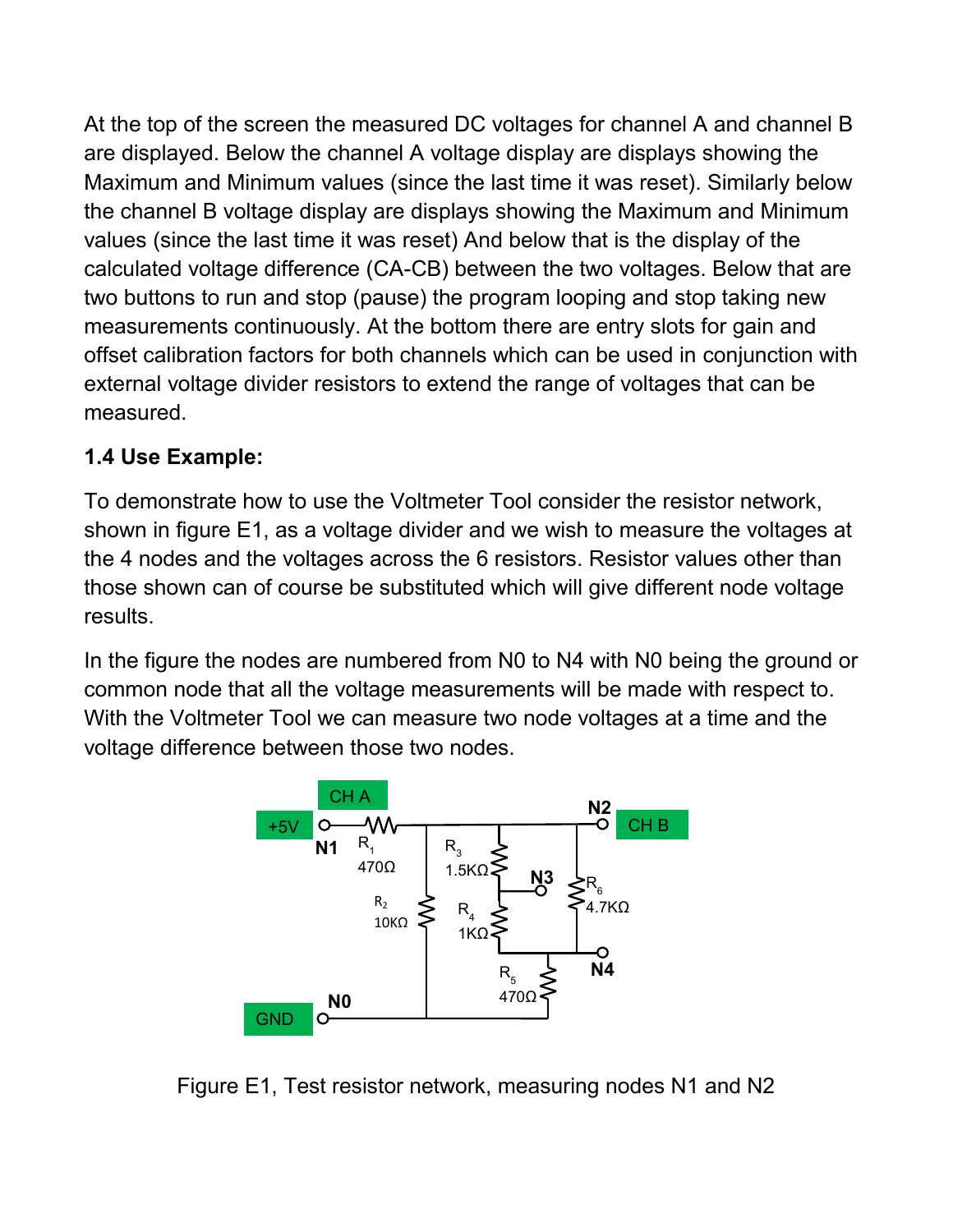At the top of the screen the measured DC voltages for channel A and channel B are displayed. Below the channel A voltage display are displays showing the Maximum and Minimum values (since the last time it was reset). Similarly below the channel B voltage display are displays showing the Maximum and Minimum values (since the last time it was reset) And below that is the display of the calculated voltage difference (CA-CB) between the two voltages. Below that are two buttons to run and stop (pause) the program looping and stop taking new measurements continuously. At the bottom there are entry slots for gain and offset calibration factors for both channels which can be used in conjunction with external voltage divider resistors to extend the range of voltages that can be measured.

**1.4 Use Example:**

To demonstrate how to use the Voltmeter Tool consider the resistor network, shown in figure E1, as a voltage divider and we wish to measure the voltages at the 4 nodes and the voltages across the 6 resistors. Resistor values other than those shown can of course be substituted which will give different node voltage results.

In the figure the nodes are numbered from N0 to N4 with N0 being the ground or common node that all the voltage measurements will be made with respect to. With the Voltmeter Tool we can measure two node voltages at a time and the voltage difference between those two nodes.

Figure E1, Test resistor network, measuring nodes N1 and N2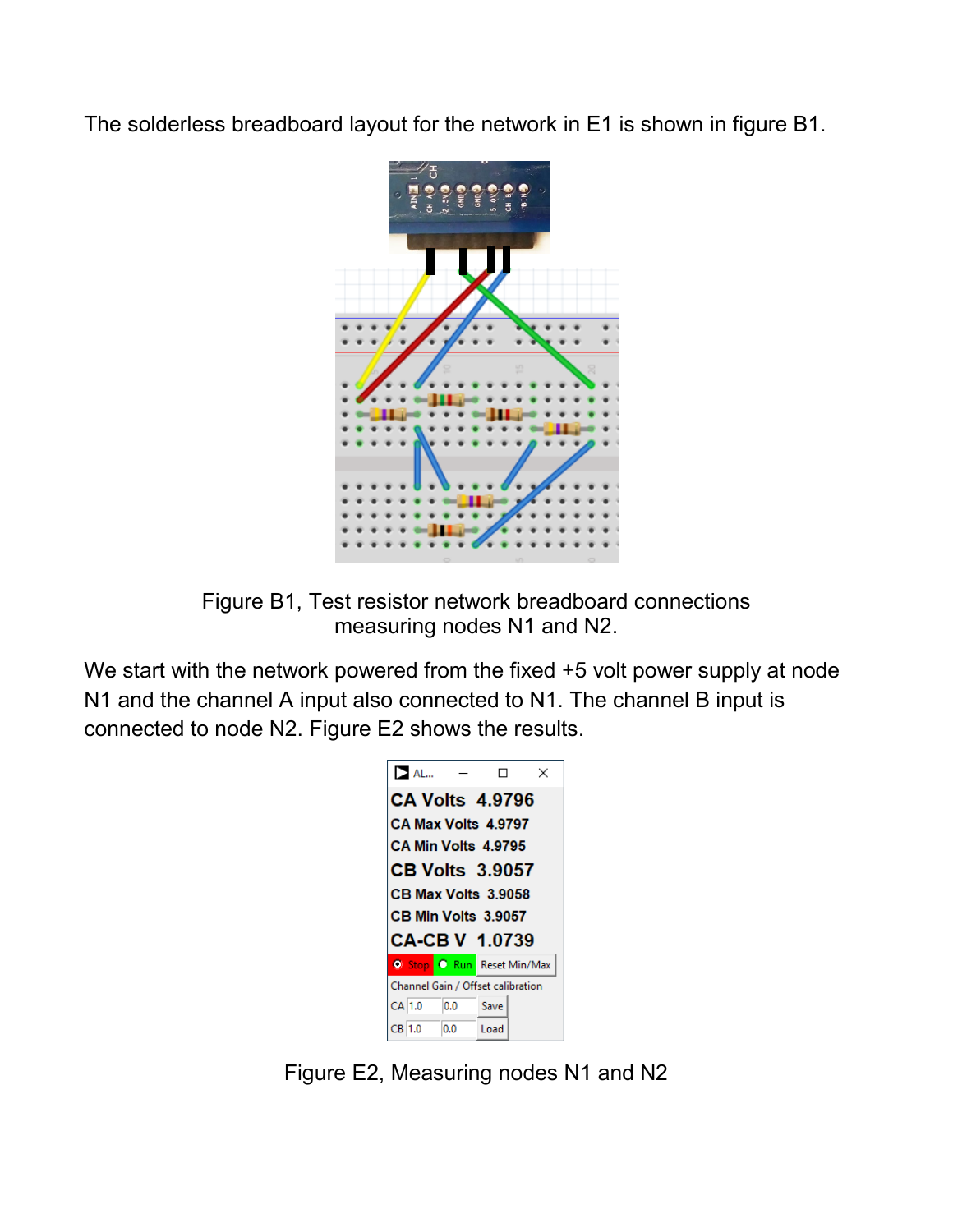The solderless breadboard layout for the network in E1 is shown in figure B1.

Figure B1, Test resistor network breadboard connections measuring nodes N1 and N2.

We start with the network powered from the fixed +5 volt power supply at node N1 and the channel A input also connected to N1. The channel B input is connected to node N2. Figure E2 shows the results.

Figure E2, Measuring nodes N1 and N2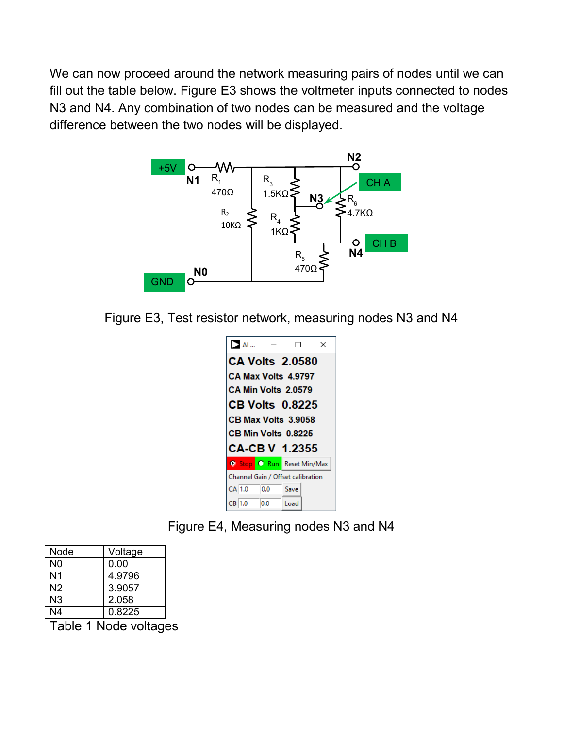We can now proceed around the network measuring pairs of nodes until we can fill out the table below. Figure E3 shows the voltmeter inputs connected to nodes N3 and N4. Any combination of two nodes can be measured and the voltage difference between the two nodes will be displayed.

Figure E3, Test resistor network, measuring nodes N3 and N4

Figure E4, Measuring nodes N3 and N4

| Node | Voltage |
|---|---|
| N0 | 0.00 |
| N1 | 4.9796 |
| N2 | 3.9057 |
| N3 | 2.058 |
| N4 | 0.8225 |

Table 1 Node voltages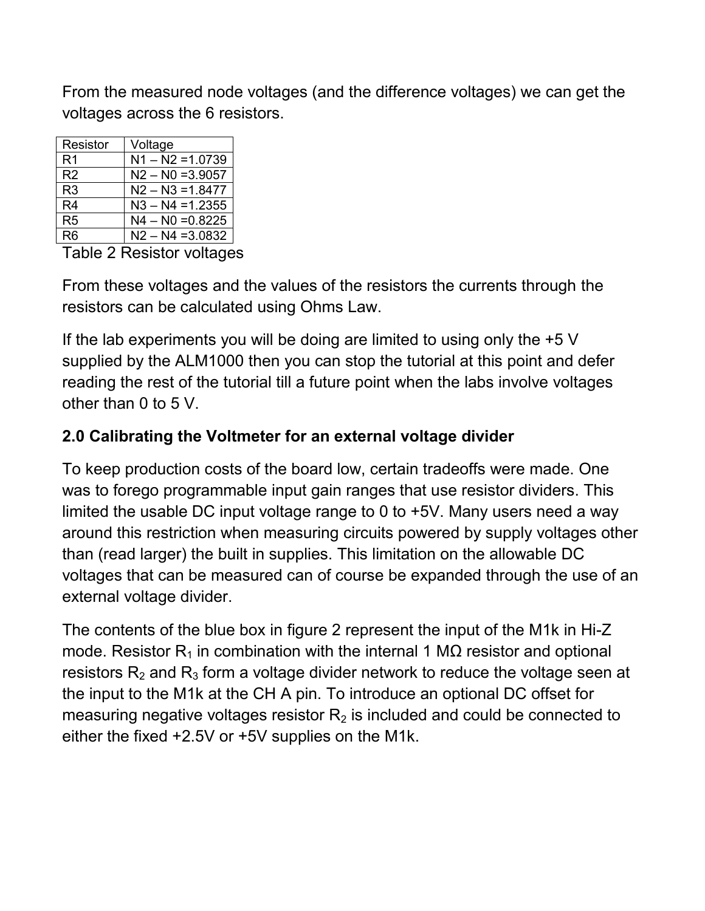From the measured node voltages (and the difference voltages) we can get the voltages across the 6 resistors.

| Resistor | Voltage |
| --- | --- |
| R1 | N1 – N2 =1.0739 |
| R2 | N2 – N0 =3.9057 |
| R3 | N2 – N3 =1.8477 |
| R4 | N3 – N4 =1.2355 |
| R5 | N4 – N0 =0.8225 |
| R6 | N2 – N4 =3.0832 |

Table 2 Resistor voltages

From these voltages and the values of the resistors the currents through the resistors can be calculated using Ohms Law.

If the lab experiments you will be doing are limited to using only the +5 V supplied by the ALM1000 then you can stop the tutorial at this point and defer reading the rest of the tutorial till a future point when the labs involve voltages other than 0 to 5 V.

## 2.0 Calibrating the Voltmeter for an external voltage divider

To keep production costs of the board low, certain tradeoffs were made. One was to forego programmable input gain ranges that use resistor dividers. This limited the usable DC input voltage range to 0 to +5V. Many users need a way around this restriction when measuring circuits powered by supply voltages other than (read larger) the built in supplies. This limitation on the allowable DC voltages that can be measured can of course be expanded through the use of an external voltage divider.

The contents of the blue box in figure 2 represent the input of the M1k in Hi-Z mode. Resistor $R_1$ in combination with the internal 1 MΩ resistor and optional resistors $R_2$ and $R_3$ form a voltage divider network to reduce the voltage seen at the input to the M1k at the CH A pin. To introduce an optional DC offset for measuring negative voltages resistor $R_2$ is included and could be connected to either the fixed +2.5V or +5V supplies on the M1k.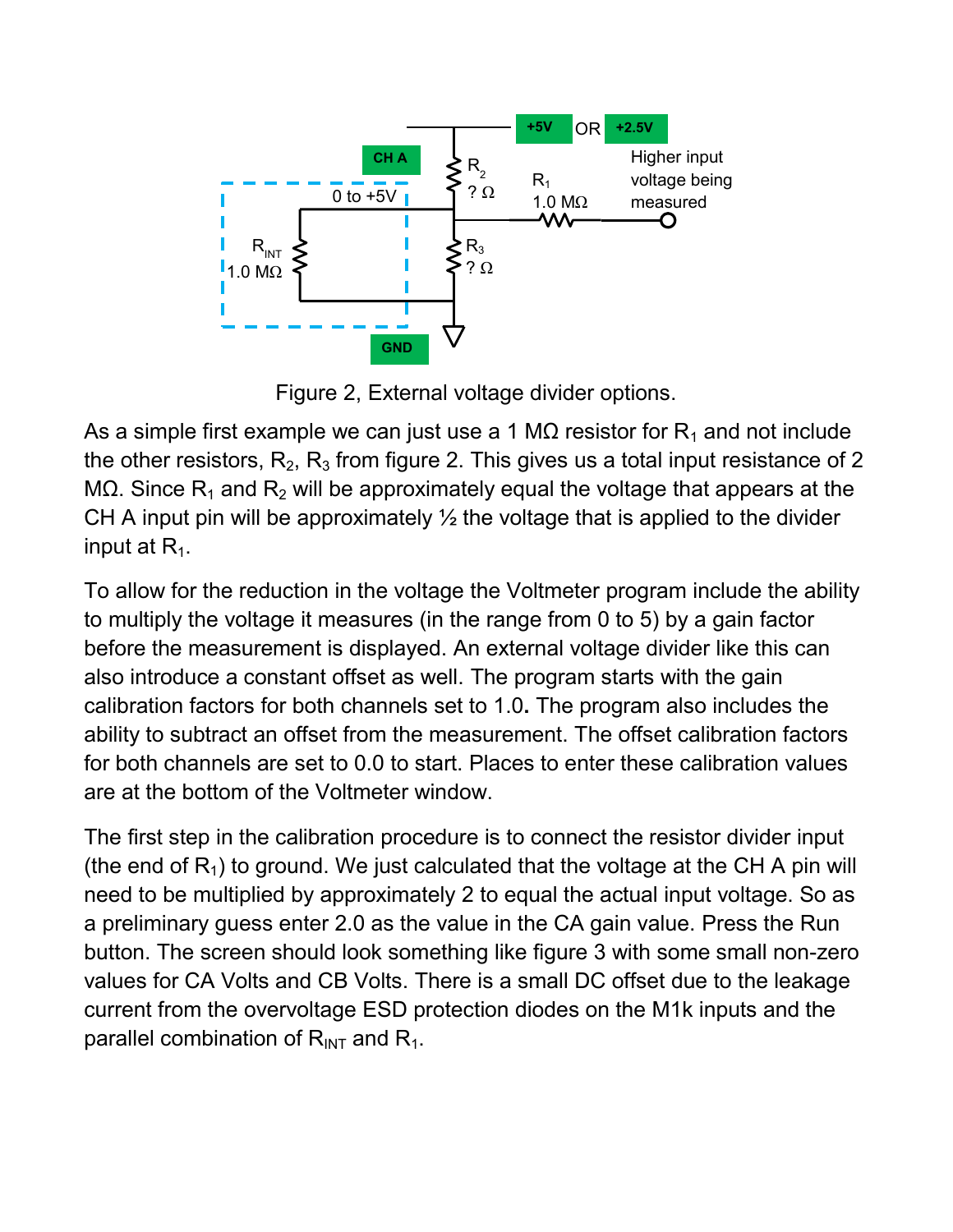Figure 2, External voltage divider options.

As a simple first example we can just use a 1 MΩ resistor for $R_1$ and not include the other resistors, $R_2$, $R_3$ from figure 2. This gives us a total input resistance of 2 MΩ. Since $R_1$ and $R_2$ will be approximately equal the voltage that appears at the CH A input pin will be approximately ½ the voltage that is applied to the divider input at $R_1$.

To allow for the reduction in the voltage the Voltmeter program include the ability to multiply the voltage it measures (in the range from 0 to 5) by a gain factor before the measurement is displayed. An external voltage divider like this can also introduce a constant offset as well. The program starts with the gain calibration factors for both channels set to 1.0**.** The program also includes the ability to subtract an offset from the measurement. The offset calibration factors for both channels are set to 0.0 to start. Places to enter these calibration values are at the bottom of the Voltmeter window.

The first step in the calibration procedure is to connect the resistor divider input (the end of $R_1$) to ground. We just calculated that the voltage at the CH A pin will need to be multiplied by approximately 2 to equal the actual input voltage. So as a preliminary guess enter 2.0 as the value in the CA gain value. Press the Run button. The screen should look something like figure 3 with some small non-zero values for CA Volts and CB Volts. There is a small DC offset due to the leakage current from the overvoltage ESD protection diodes on the M1k inputs and the parallel combination of $R_{INT}$ and $R_1$.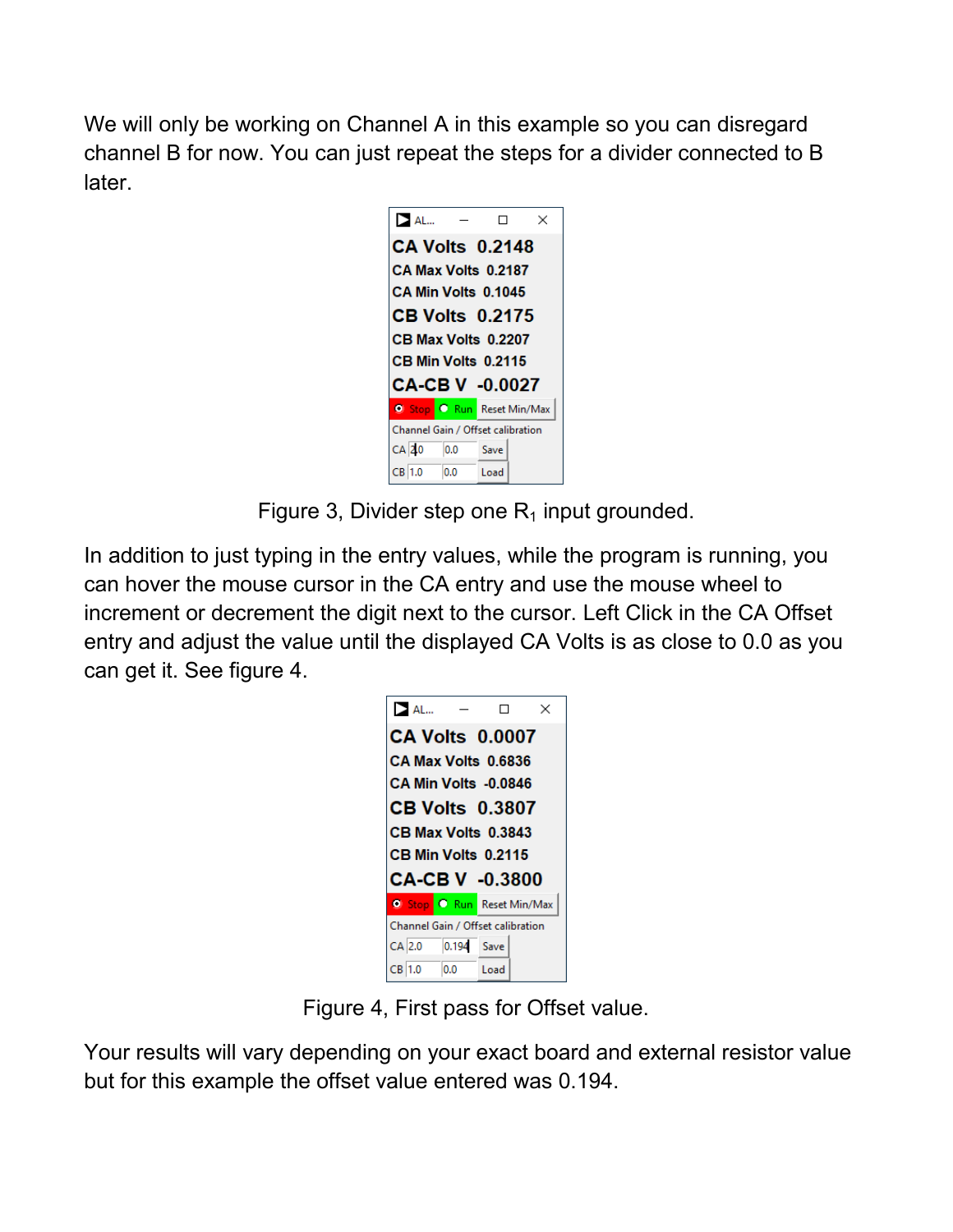We will only be working on Channel A in this example so you can disregard channel B for now. You can just repeat the steps for a divider connected to B later.

Figure 3, Divider step one $R_1$ input grounded.

In addition to just typing in the entry values, while the program is running, you can hover the mouse cursor in the CA entry and use the mouse wheel to increment or decrement the digit next to the cursor. Left Click in the CA Offset entry and adjust the value until the displayed CA Volts is as close to 0.0 as you can get it. See figure 4.

Figure 4, First pass for Offset value.

Your results will vary depending on your exact board and external resistor value but for this example the offset value entered was 0.194.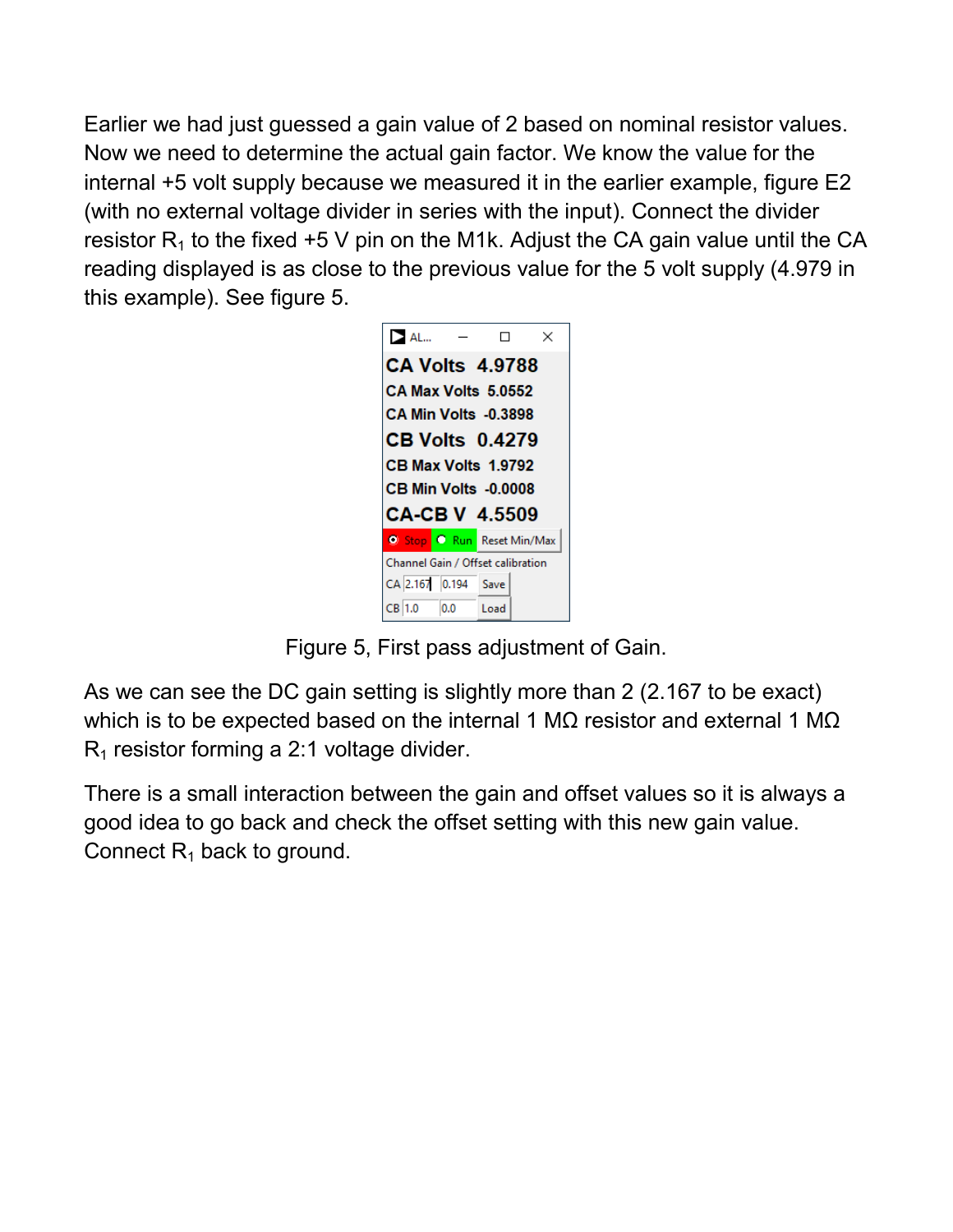Earlier we had just guessed a gain value of 2 based on nominal resistor values. Now we need to determine the actual gain factor. We know the value for the internal +5 volt supply because we measured it in the earlier example, figure E2 (with no external voltage divider in series with the input). Connect the divider resistor $R_1$ to the fixed +5 V pin on the M1k. Adjust the CA gain value until the CA reading displayed is as close to the previous value for the 5 volt supply (4.979 in this example). See figure 5.

Figure 5, First pass adjustment of Gain.

As we can see the DC gain setting is slightly more than 2 (2.167 to be exact) which is to be expected based on the internal 1 MΩ resistor and external 1 MΩ $R_1$ resistor forming a 2:1 voltage divider.

There is a small interaction between the gain and offset values so it is always a good idea to go back and check the offset setting with this new gain value. Connect $R_1$ back to ground.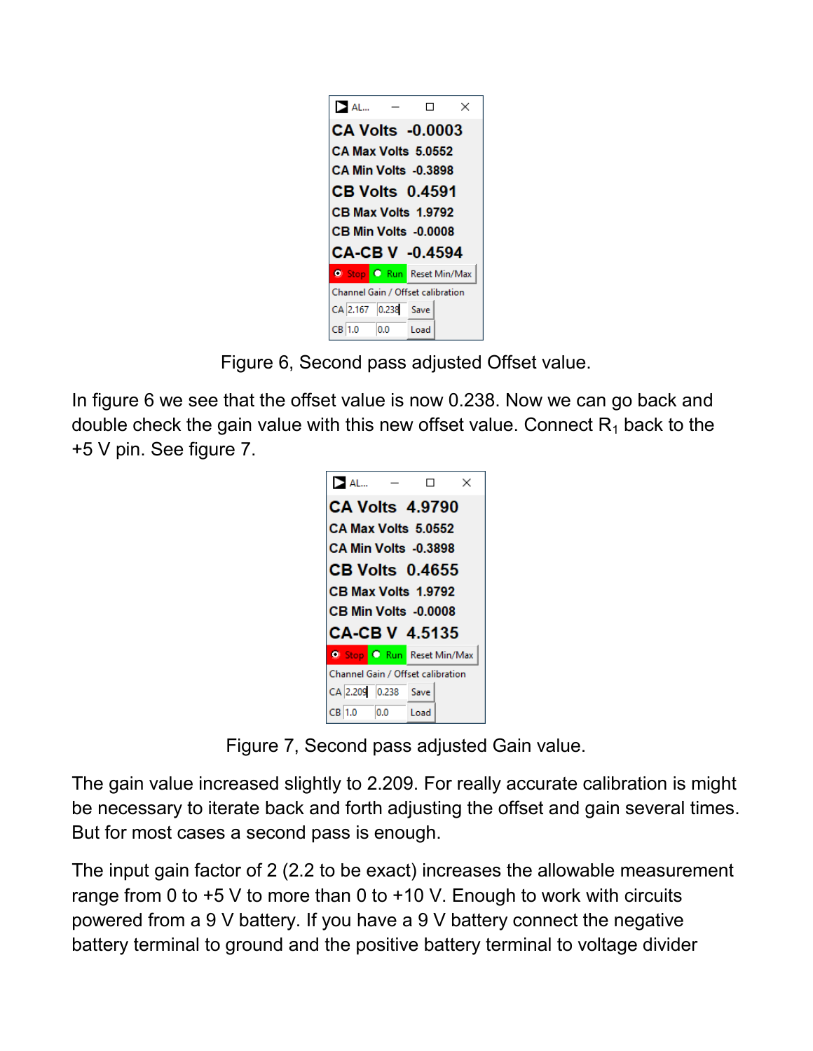Figure 6, Second pass adjusted Offset value.

In figure 6 we see that the offset value is now 0.238. Now we can go back and double check the gain value with this new offset value. Connect $R_1$ back to the +5 V pin. See figure 7.

Figure 7, Second pass adjusted Gain value.

The gain value increased slightly to 2.209. For really accurate calibration is might be necessary to iterate back and forth adjusting the offset and gain several times. But for most cases a second pass is enough.

The input gain factor of 2 (2.2 to be exact) increases the allowable measurement range from 0 to +5 V to more than 0 to +10 V. Enough to work with circuits powered from a 9 V battery. If you have a 9 V battery connect the negative battery terminal to ground and the positive battery terminal to voltage divider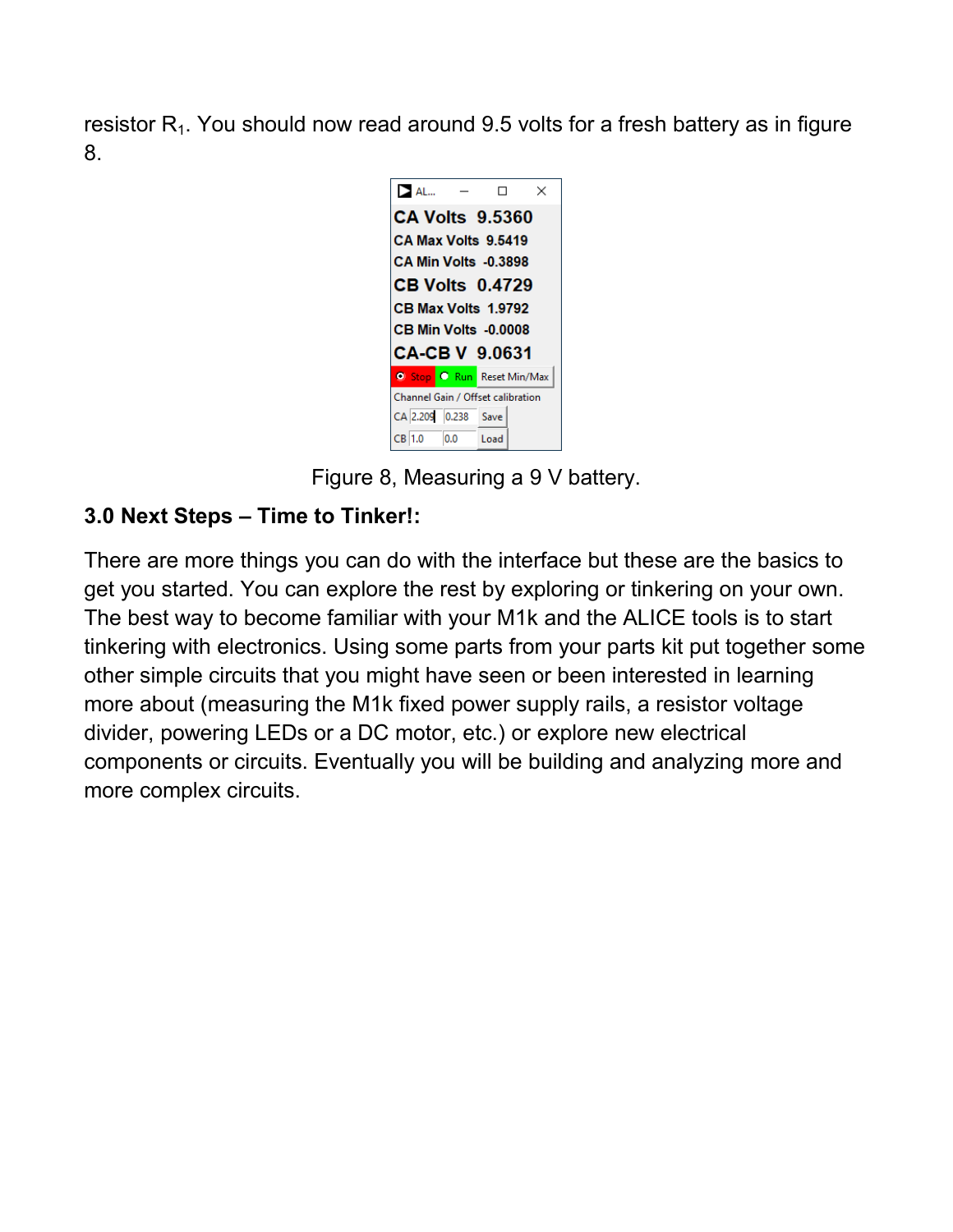resistor $R_1$. You should now read around 9.5 volts for a fresh battery as in figure 8.

Figure 8, Measuring a 9 V battery.

**3.0 Next Steps – Time to Tinker!:**

There are more things you can do with the interface but these are the basics to get you started. You can explore the rest by exploring or tinkering on your own. The best way to become familiar with your M1k and the ALICE tools is to start tinkering with electronics. Using some parts from your parts kit put together some other simple circuits that you might have seen or been interested in learning more about (measuring the M1k fixed power supply rails, a resistor voltage divider, powering LEDs or a DC motor, etc.) or explore new electrical components or circuits. Eventually you will be building and analyzing more and more complex circuits.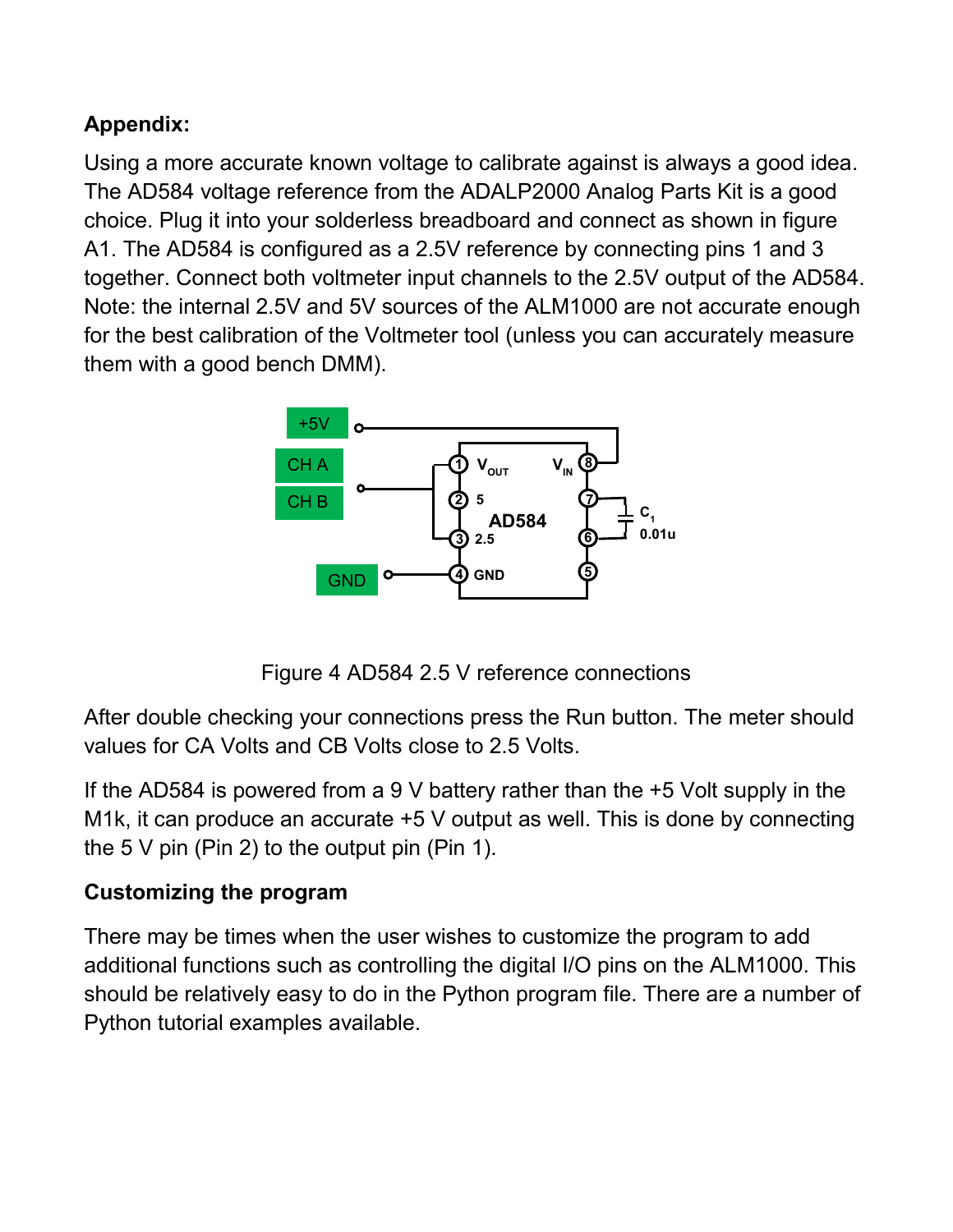**Appendix:**

Using a more accurate known voltage to calibrate against is always a good idea. The AD584 voltage reference from the ADALP2000 Analog Parts Kit is a good choice. Plug it into your solderless breadboard and connect as shown in figure A1. The AD584 is configured as a 2.5V reference by connecting pins 1 and 3 together. Connect both voltmeter input channels to the 2.5V output of the AD584. Note: the internal 2.5V and 5V sources of the ALM1000 are not accurate enough for the best calibration of the Voltmeter tool (unless you can accurately measure them with a good bench DMM).

+5V
CH A
CH B
GND
$V_{OUT}$
$V_{IN}$
1
2 5
3 2.5
4 GND
8
7
6
5
AD584
$C_1$
0.01u

Figure 4 AD584 2.5 V reference connections

After double checking your connections press the Run button. The meter should values for CA Volts and CB Volts close to 2.5 Volts.

If the AD584 is powered from a 9 V battery rather than the +5 Volt supply in the M1k, it can produce an accurate +5 V output as well. This is done by connecting the 5 V pin (Pin 2) to the output pin (Pin 1).

**Customizing the program**

There may be times when the user wishes to customize the program to add additional functions such as controlling the digital I/O pins on the ALM1000. This should be relatively easy to do in the Python program file. There are a number of Python tutorial examples available.